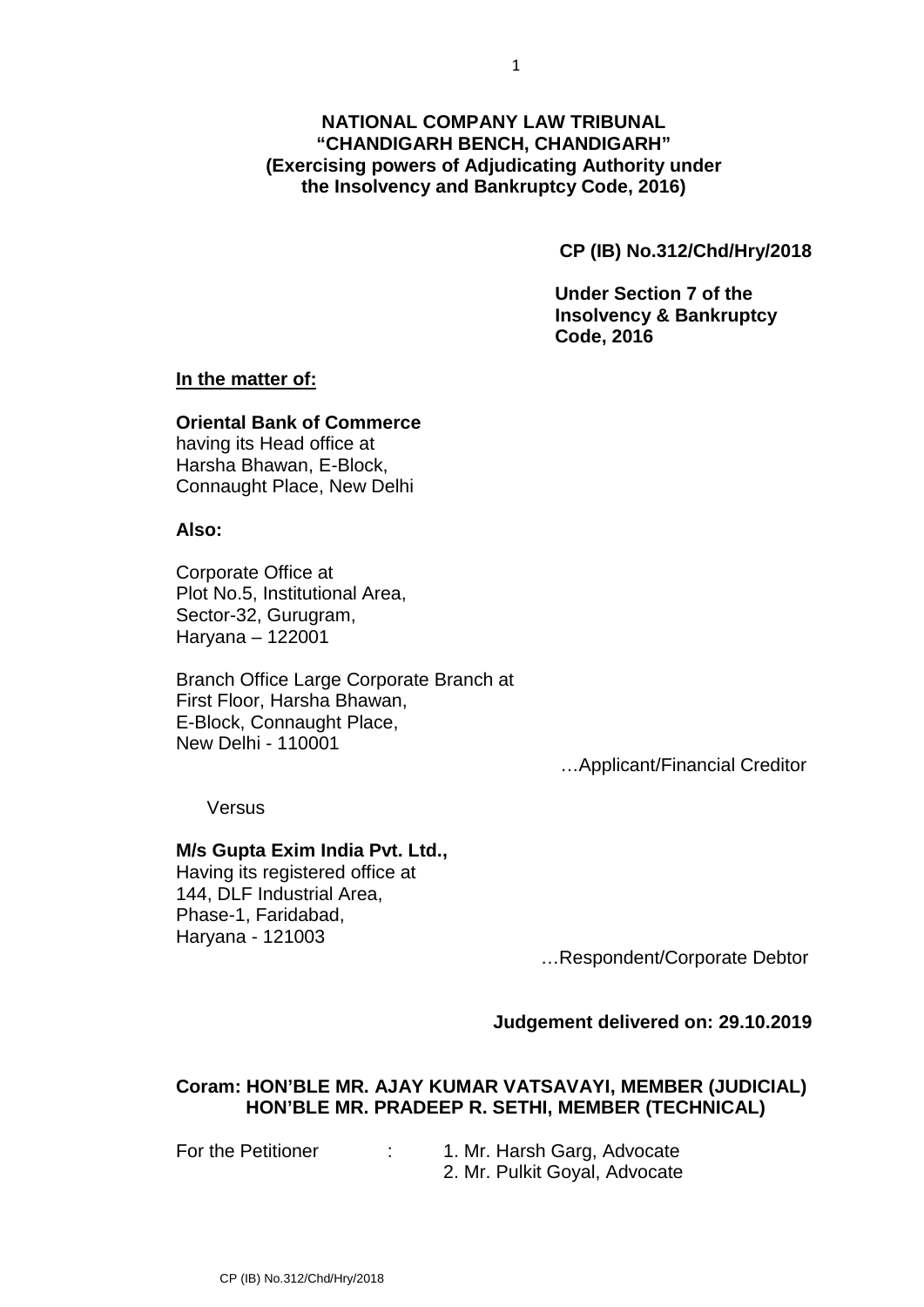**NATIONAL COMPANY LAW TRIBUNAL**
**"CHANDIGARH BENCH, CHANDIGARH"**
**(Exercising powers of Adjudicating Authority under the Insolvency and Bankruptcy Code, 2016)**

**CP (IB) No.312/Chd/Hry/2018**

**Under Section 7 of the Insolvency & Bankruptcy Code, 2016**

**In the matter of:**

**Oriental Bank of Commerce**
having its Head office at
Harsha Bhawan, E-Block,
Connaught Place, New Delhi

**Also:**

Corporate Office at
Plot No.5, Institutional Area,
Sector-32, Gurugram,
Haryana – 122001

Branch Office Large Corporate Branch at
First Floor, Harsha Bhawan,
E-Block, Connaught Place,
New Delhi - 110001

…Applicant/Financial Creditor

Versus

**M/s Gupta Exim India Pvt. Ltd.,**
Having its registered office at
144, DLF Industrial Area,
Phase-1, Faridabad,
Haryana - 121003

…Respondent/Corporate Debtor

**Judgement delivered on: 29.10.2019**

**Coram: HON'BLE MR. AJAY KUMAR VATSAVAYI, MEMBER (JUDICIAL)**
**HON'BLE MR. PRADEEP R. SETHI, MEMBER (TECHNICAL)**

For the Petitioner : 1. Mr. Harsh Garg, Advocate
2. Mr. Pulkit Goyal, Advocate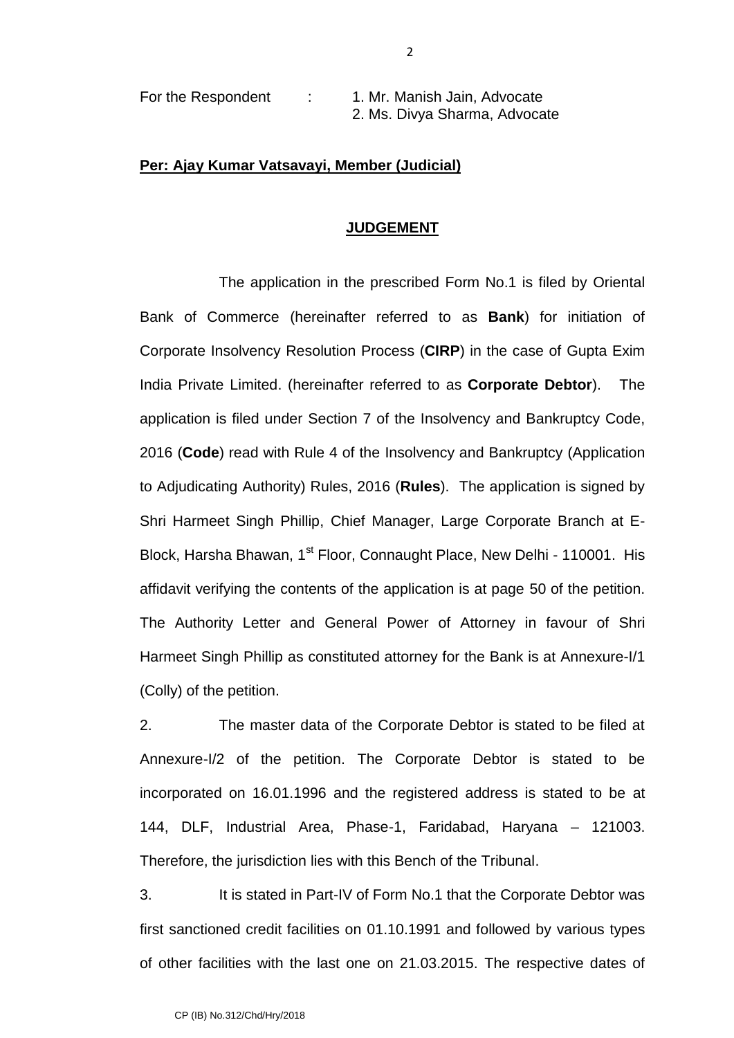For the Respondent : 1. Mr. Manish Jain, Advocate
2. Ms. Divya Sharma, Advocate

**Per: Ajay Kumar Vatsavayi, Member (Judicial)**

## JUDGEMENT

The application in the prescribed Form No.1 is filed by Oriental Bank of Commerce (hereinafter referred to as **Bank**) for initiation of Corporate Insolvency Resolution Process (**CIRP**) in the case of Gupta Exim India Private Limited. (hereinafter referred to as **Corporate Debtor**). The application is filed under Section 7 of the Insolvency and Bankruptcy Code, 2016 (**Code**) read with Rule 4 of the Insolvency and Bankruptcy (Application to Adjudicating Authority) Rules, 2016 (**Rules**). The application is signed by Shri Harmeet Singh Phillip, Chief Manager, Large Corporate Branch at E-Block, Harsha Bhawan, 1st Floor, Connaught Place, New Delhi - 110001. His affidavit verifying the contents of the application is at page 50 of the petition. The Authority Letter and General Power of Attorney in favour of Shri Harmeet Singh Phillip as constituted attorney for the Bank is at Annexure-I/1 (Colly) of the petition.

2. The master data of the Corporate Debtor is stated to be filed at Annexure-I/2 of the petition. The Corporate Debtor is stated to be incorporated on 16.01.1996 and the registered address is stated to be at 144, DLF, Industrial Area, Phase-1, Faridabad, Haryana – 121003. Therefore, the jurisdiction lies with this Bench of the Tribunal.

3. It is stated in Part-IV of Form No.1 that the Corporate Debtor was first sanctioned credit facilities on 01.10.1991 and followed by various types of other facilities with the last one on 21.03.2015. The respective dates of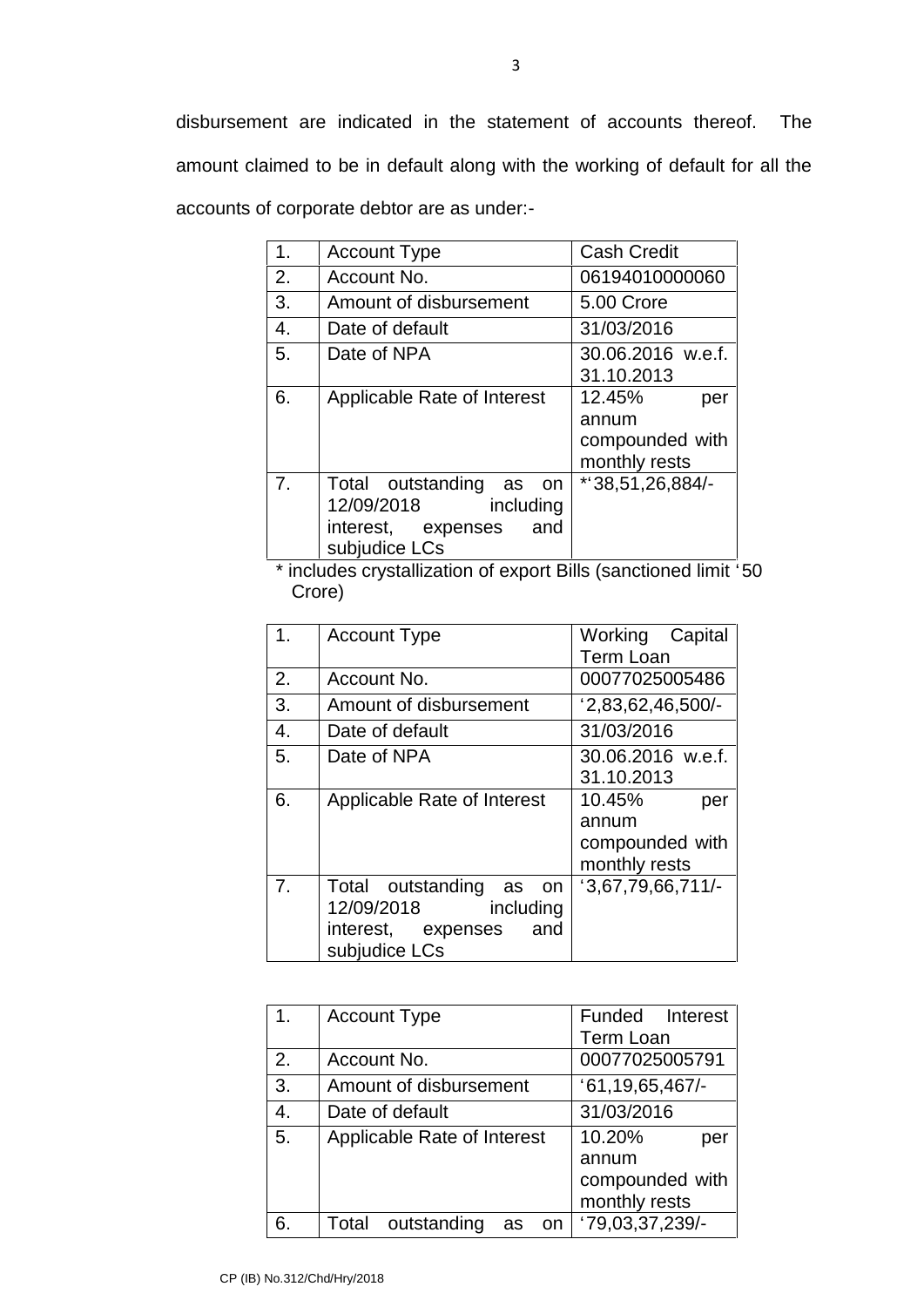disbursement are indicated in the statement of accounts thereof. The amount claimed to be in default along with the working of default for all the accounts of corporate debtor are as under:-

| 1. | Account Type | Cash Credit |
|---|---|---|
| 2. | Account No. | 06194010000060 |
| 3. | Amount of disbursement | 5.00 Crore |
| 4. | Date of default | 31/03/2016 |
| 5. | Date of NPA | 30.06.2016 w.e.f. 31.10.2013 |
| 6. | Applicable Rate of Interest | 12.45% per annum compounded with monthly rests |
| 7. | Total outstanding as on 12/09/2018 including interest, expenses and subjudice LCs | *'38,51,26,884/- |

\* includes crystallization of export Bills (sanctioned limit '50 Crore)

| 1. | Account Type | Working Capital Term Loan |
|---|---|---|
| 2. | Account No. | 00077025005486 |
| 3. | Amount of disbursement | '2,83,62,46,500/- |
| 4. | Date of default | 31/03/2016 |
| 5. | Date of NPA | 30.06.2016 w.e.f. 31.10.2013 |
| 6. | Applicable Rate of Interest | 10.45% per annum compounded with monthly rests |
| 7. | Total outstanding as on 12/09/2018 including interest, expenses and subjudice LCs | '3,67,79,66,711/- |

| 1. | Account Type | Funded Interest Term Loan |
|---|---|---|
| 2. | Account No. | 00077025005791 |
| 3. | Amount of disbursement | '61,19,65,467/- |
| 4. | Date of default | 31/03/2016 |
| 5. | Applicable Rate of Interest | 10.20% per annum compounded with monthly rests |
| 6. | Total outstanding as on | '79,03,37,239/- |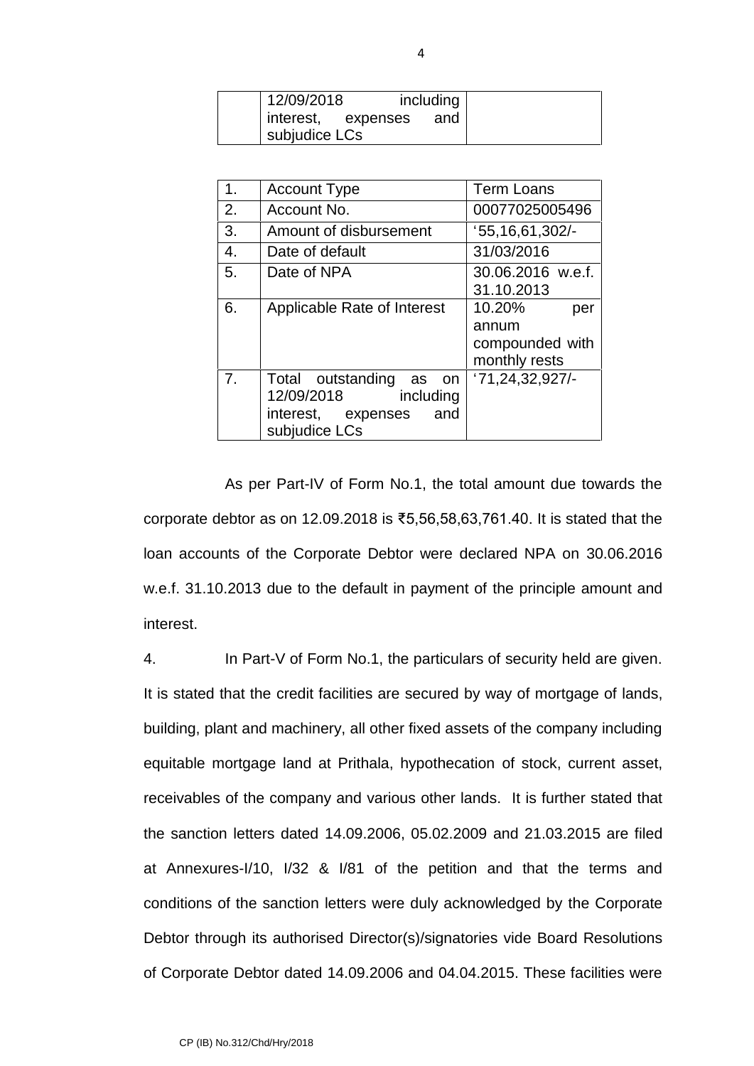| | 12/09/2018 including interest, expenses and subjudice LCs | |
|---|---|---|

| 1. | Account Type | Term Loans |
|---|---|---|
| 2. | Account No. | 00077025005496 |
| 3. | Amount of disbursement | '55,16,61,302/- |
| 4. | Date of default | 31/03/2016 |
| 5. | Date of NPA | 30.06.2016 w.e.f. 31.10.2013 |
| 6. | Applicable Rate of Interest | 10.20% per annum compounded with monthly rests |
| 7. | Total outstanding as on 12/09/2018 including interest, expenses and subjudice LCs | '71,24,32,927/- |

As per Part-IV of Form No.1, the total amount due towards the corporate debtor as on 12.09.2018 is ₹5,56,58,63,761.40. It is stated that the loan accounts of the Corporate Debtor were declared NPA on 30.06.2016 w.e.f. 31.10.2013 due to the default in payment of the principle amount and interest.

4. In Part-V of Form No.1, the particulars of security held are given. It is stated that the credit facilities are secured by way of mortgage of lands, building, plant and machinery, all other fixed assets of the company including equitable mortgage land at Prithala, hypothecation of stock, current asset, receivables of the company and various other lands. It is further stated that the sanction letters dated 14.09.2006, 05.02.2009 and 21.03.2015 are filed at Annexures-I/10, I/32 & I/81 of the petition and that the terms and conditions of the sanction letters were duly acknowledged by the Corporate Debtor through its authorised Director(s)/signatories vide Board Resolutions of Corporate Debtor dated 14.09.2006 and 04.04.2015. These facilities were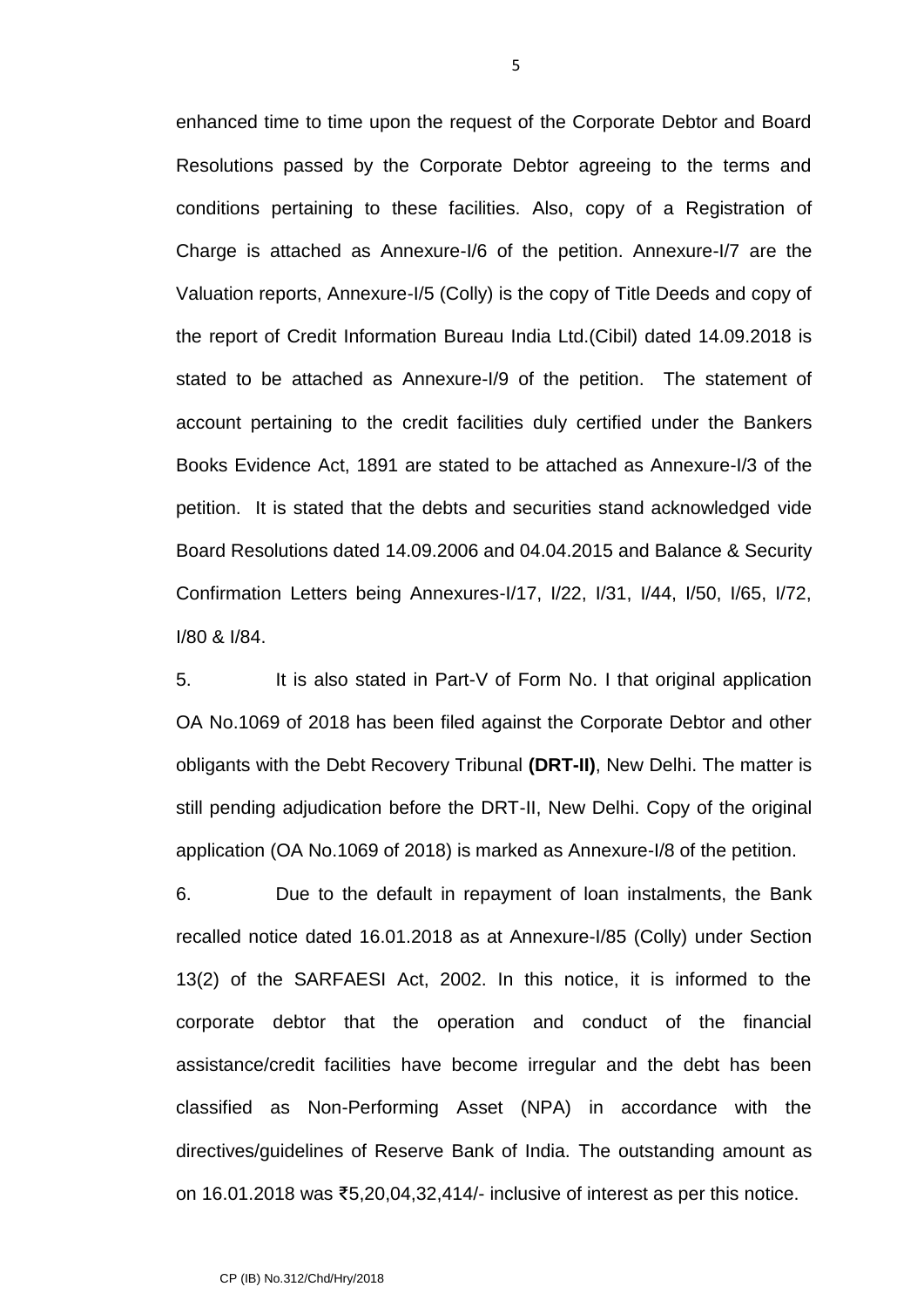enhanced time to time upon the request of the Corporate Debtor and Board Resolutions passed by the Corporate Debtor agreeing to the terms and conditions pertaining to these facilities. Also, copy of a Registration of Charge is attached as Annexure-I/6 of the petition. Annexure-I/7 are the Valuation reports, Annexure-I/5 (Colly) is the copy of Title Deeds and copy of the report of Credit Information Bureau India Ltd.(Cibil) dated 14.09.2018 is stated to be attached as Annexure-I/9 of the petition. The statement of account pertaining to the credit facilities duly certified under the Bankers Books Evidence Act, 1891 are stated to be attached as Annexure-I/3 of the petition. It is stated that the debts and securities stand acknowledged vide Board Resolutions dated 14.09.2006 and 04.04.2015 and Balance & Security Confirmation Letters being Annexures-I/17, I/22, I/31, I/44, I/50, I/65, I/72, I/80 & I/84.

5. It is also stated in Part-V of Form No. I that original application OA No.1069 of 2018 has been filed against the Corporate Debtor and other obligants with the Debt Recovery Tribunal **(DRT-II)**, New Delhi. The matter is still pending adjudication before the DRT-II, New Delhi. Copy of the original application (OA No.1069 of 2018) is marked as Annexure-I/8 of the petition.

6. Due to the default in repayment of loan instalments, the Bank recalled notice dated 16.01.2018 as at Annexure-I/85 (Colly) under Section 13(2) of the SARFAESI Act, 2002. In this notice, it is informed to the corporate debtor that the operation and conduct of the financial assistance/credit facilities have become irregular and the debt has been classified as Non-Performing Asset (NPA) in accordance with the directives/guidelines of Reserve Bank of India. The outstanding amount as on 16.01.2018 was ₹5,20,04,32,414/- inclusive of interest as per this notice.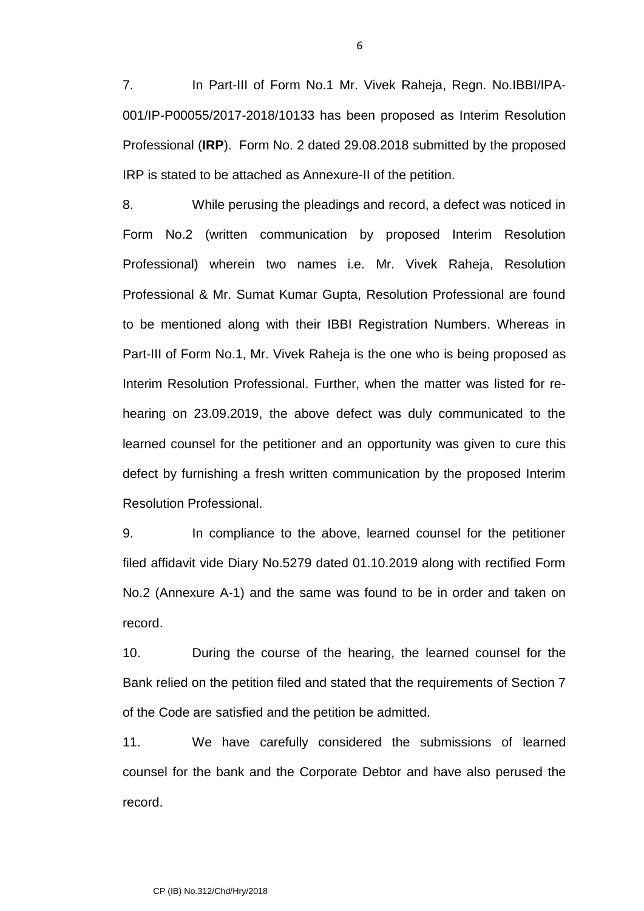7. In Part-III of Form No.1 Mr. Vivek Raheja, Regn. No.IBBI/IPA-001/IP-P00055/2017-2018/10133 has been proposed as Interim Resolution Professional (**IRP**). Form No. 2 dated 29.08.2018 submitted by the proposed IRP is stated to be attached as Annexure-II of the petition.

8. While perusing the pleadings and record, a defect was noticed in Form No.2 (written communication by proposed Interim Resolution Professional) wherein two names i.e. Mr. Vivek Raheja, Resolution Professional & Mr. Sumat Kumar Gupta, Resolution Professional are found to be mentioned along with their IBBI Registration Numbers. Whereas in Part-III of Form No.1, Mr. Vivek Raheja is the one who is being proposed as Interim Resolution Professional. Further, when the matter was listed for re-hearing on 23.09.2019, the above defect was duly communicated to the learned counsel for the petitioner and an opportunity was given to cure this defect by furnishing a fresh written communication by the proposed Interim Resolution Professional.

9. In compliance to the above, learned counsel for the petitioner filed affidavit vide Diary No.5279 dated 01.10.2019 along with rectified Form No.2 (Annexure A-1) and the same was found to be in order and taken on record.

10. During the course of the hearing, the learned counsel for the Bank relied on the petition filed and stated that the requirements of Section 7 of the Code are satisfied and the petition be admitted.

11. We have carefully considered the submissions of learned counsel for the bank and the Corporate Debtor and have also perused the record.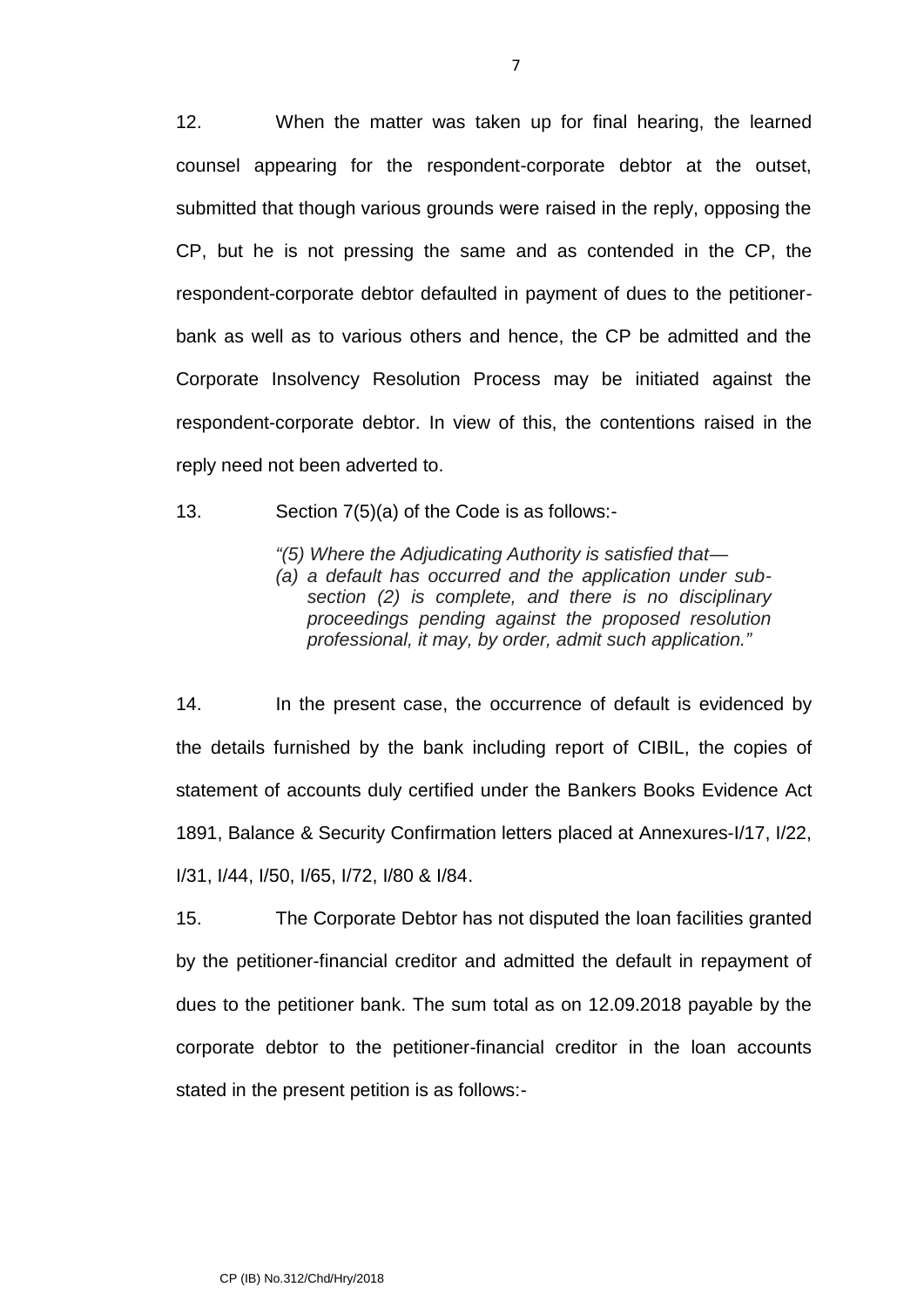12. When the matter was taken up for final hearing, the learned counsel appearing for the respondent-corporate debtor at the outset, submitted that though various grounds were raised in the reply, opposing the CP, but he is not pressing the same and as contended in the CP, the respondent-corporate debtor defaulted in payment of dues to the petitioner-bank as well as to various others and hence, the CP be admitted and the Corporate Insolvency Resolution Process may be initiated against the respondent-corporate debtor. In view of this, the contentions raised in the reply need not been adverted to.

13. Section 7(5)(a) of the Code is as follows:-

> *"(5) Where the Adjudicating Authority is satisfied that—*
> *(a) a default has occurred and the application under sub-section (2) is complete, and there is no disciplinary proceedings pending against the proposed resolution professional, it may, by order, admit such application."*

14. In the present case, the occurrence of default is evidenced by the details furnished by the bank including report of CIBIL, the copies of statement of accounts duly certified under the Bankers Books Evidence Act 1891, Balance & Security Confirmation letters placed at Annexures-I/17, I/22, I/31, I/44, I/50, I/65, I/72, I/80 & I/84.

15. The Corporate Debtor has not disputed the loan facilities granted by the petitioner-financial creditor and admitted the default in repayment of dues to the petitioner bank. The sum total as on 12.09.2018 payable by the corporate debtor to the petitioner-financial creditor in the loan accounts stated in the present petition is as follows:-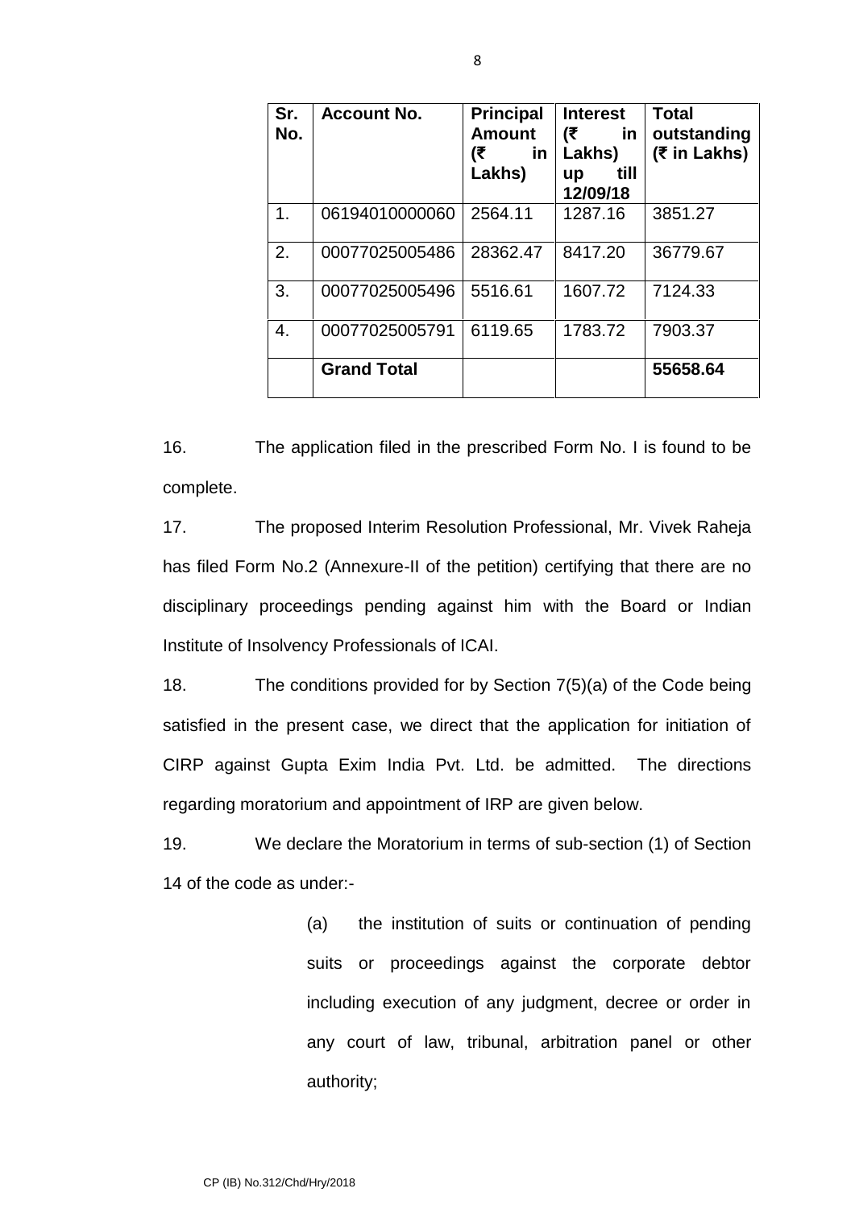| Sr. No. | Account No. | Principal Amount (₹ in Lakhs) | Interest (₹ in Lakhs) up till 12/09/18 | Total outstanding (₹ in Lakhs) |
|---|---|---|---|---|
| 1. | 06194010000060 | 2564.11 | 1287.16 | 3851.27 |
| 2. | 00077025005486 | 28362.47 | 8417.20 | 36779.67 |
| 3. | 00077025005496 | 5516.61 | 1607.72 | 7124.33 |
| 4. | 00077025005791 | 6119.65 | 1783.72 | 7903.37 |
| | **Grand Total** | | | **55658.64** |

16. The application filed in the prescribed Form No. I is found to be complete.

17. The proposed Interim Resolution Professional, Mr. Vivek Raheja has filed Form No.2 (Annexure-II of the petition) certifying that there are no disciplinary proceedings pending against him with the Board or Indian Institute of Insolvency Professionals of ICAI.

18. The conditions provided for by Section 7(5)(a) of the Code being satisfied in the present case, we direct that the application for initiation of CIRP against Gupta Exim India Pvt. Ltd. be admitted. The directions regarding moratorium and appointment of IRP are given below.

19. We declare the Moratorium in terms of sub-section (1) of Section 14 of the code as under:-

> (a) the institution of suits or continuation of pending suits or proceedings against the corporate debtor including execution of any judgment, decree or order in any court of law, tribunal, arbitration panel or other authority;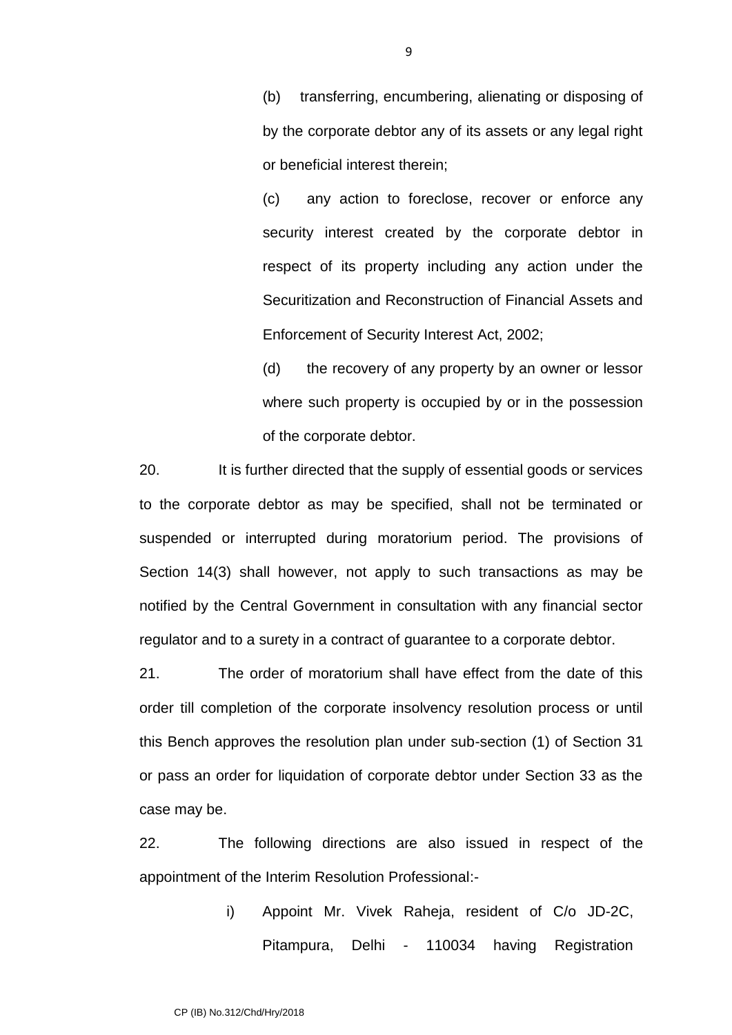(b) transferring, encumbering, alienating or disposing of by the corporate debtor any of its assets or any legal right or beneficial interest therein;

(c) any action to foreclose, recover or enforce any security interest created by the corporate debtor in respect of its property including any action under the Securitization and Reconstruction of Financial Assets and Enforcement of Security Interest Act, 2002;

(d) the recovery of any property by an owner or lessor where such property is occupied by or in the possession of the corporate debtor.

20. It is further directed that the supply of essential goods or services to the corporate debtor as may be specified, shall not be terminated or suspended or interrupted during moratorium period. The provisions of Section 14(3) shall however, not apply to such transactions as may be notified by the Central Government in consultation with any financial sector regulator and to a surety in a contract of guarantee to a corporate debtor.

21. The order of moratorium shall have effect from the date of this order till completion of the corporate insolvency resolution process or until this Bench approves the resolution plan under sub-section (1) of Section 31 or pass an order for liquidation of corporate debtor under Section 33 as the case may be.

22. The following directions are also issued in respect of the appointment of the Interim Resolution Professional:-

i) Appoint Mr. Vivek Raheja, resident of C/o JD-2C, Pitampura, Delhi - 110034 having Registration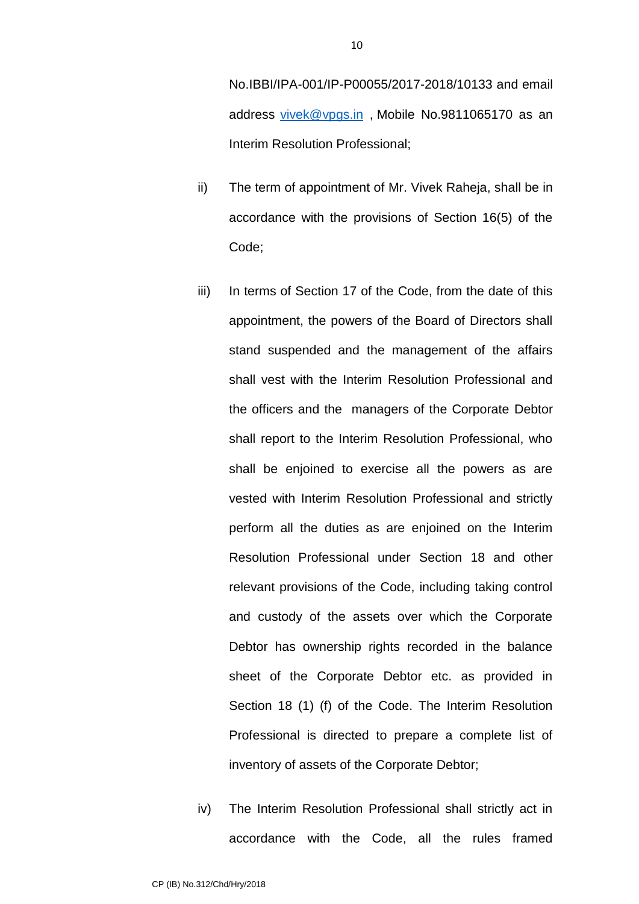No.IBBI/IPA-001/IP-P00055/2017-2018/10133 and email address vivek@vpgs.in , Mobile No.9811065170 as an Interim Resolution Professional;

ii) The term of appointment of Mr. Vivek Raheja, shall be in accordance with the provisions of Section 16(5) of the Code;

iii) In terms of Section 17 of the Code, from the date of this appointment, the powers of the Board of Directors shall stand suspended and the management of the affairs shall vest with the Interim Resolution Professional and the officers and the managers of the Corporate Debtor shall report to the Interim Resolution Professional, who shall be enjoined to exercise all the powers as are vested with Interim Resolution Professional and strictly perform all the duties as are enjoined on the Interim Resolution Professional under Section 18 and other relevant provisions of the Code, including taking control and custody of the assets over which the Corporate Debtor has ownership rights recorded in the balance sheet of the Corporate Debtor etc. as provided in Section 18 (1) (f) of the Code. The Interim Resolution Professional is directed to prepare a complete list of inventory of assets of the Corporate Debtor;

iv) The Interim Resolution Professional shall strictly act in accordance with the Code, all the rules framed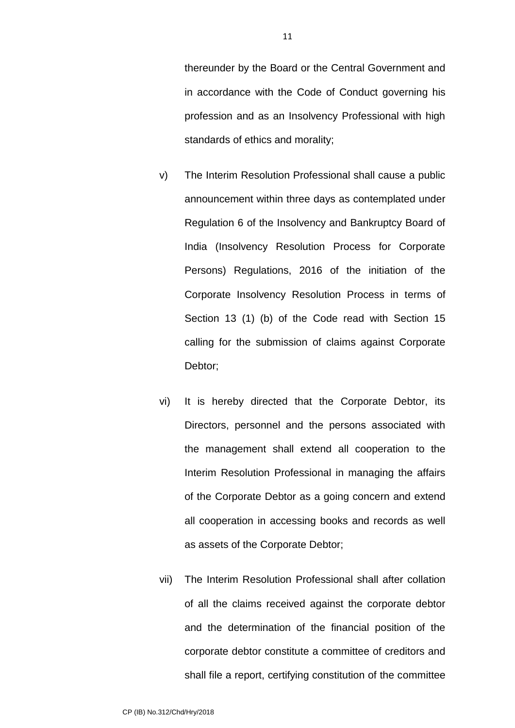thereunder by the Board or the Central Government and in accordance with the Code of Conduct governing his profession and as an Insolvency Professional with high standards of ethics and morality;

v) The Interim Resolution Professional shall cause a public announcement within three days as contemplated under Regulation 6 of the Insolvency and Bankruptcy Board of India (Insolvency Resolution Process for Corporate Persons) Regulations, 2016 of the initiation of the Corporate Insolvency Resolution Process in terms of Section 13 (1) (b) of the Code read with Section 15 calling for the submission of claims against Corporate Debtor;

vi) It is hereby directed that the Corporate Debtor, its Directors, personnel and the persons associated with the management shall extend all cooperation to the Interim Resolution Professional in managing the affairs of the Corporate Debtor as a going concern and extend all cooperation in accessing books and records as well as assets of the Corporate Debtor;

vii) The Interim Resolution Professional shall after collation of all the claims received against the corporate debtor and the determination of the financial position of the corporate debtor constitute a committee of creditors and shall file a report, certifying constitution of the committee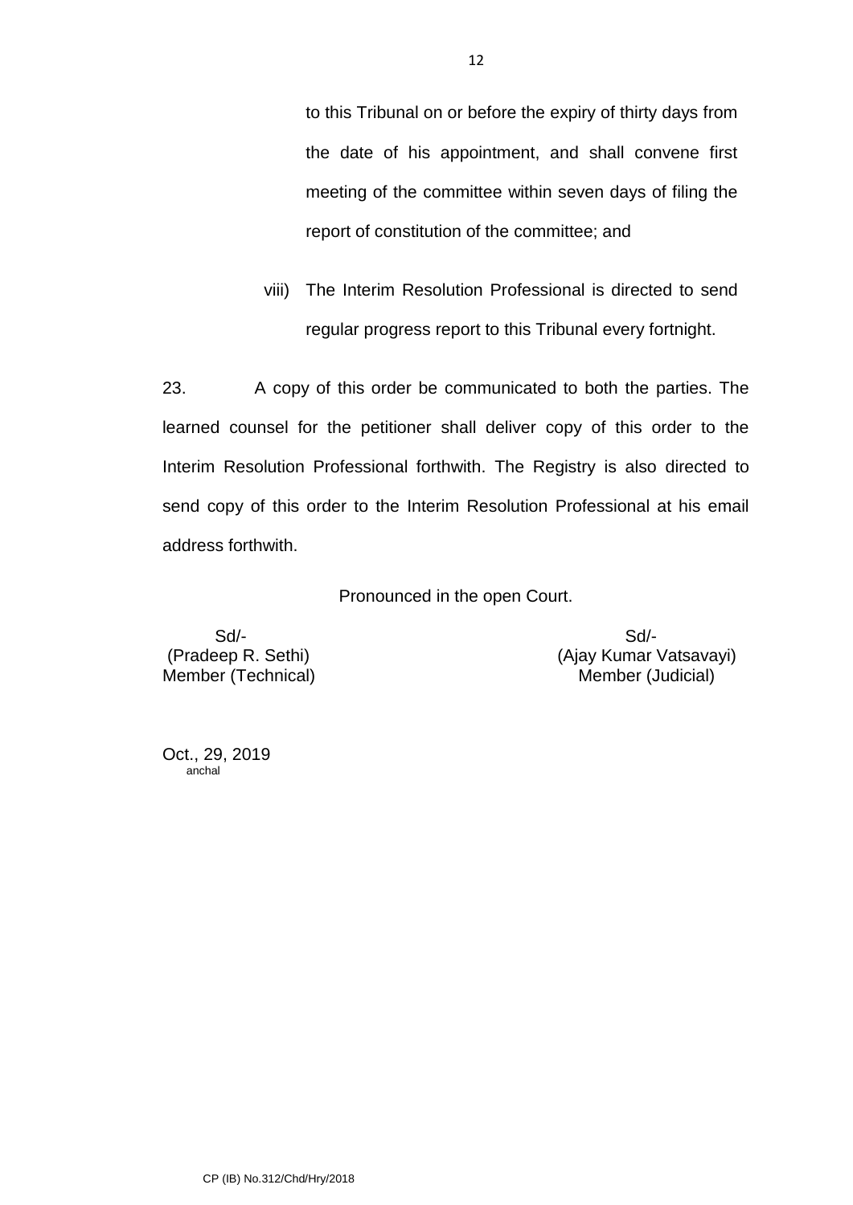to this Tribunal on or before the expiry of thirty days from the date of his appointment, and shall convene first meeting of the committee within seven days of filing the report of constitution of the committee; and

viii) The Interim Resolution Professional is directed to send regular progress report to this Tribunal every fortnight.

23. A copy of this order be communicated to both the parties. The learned counsel for the petitioner shall deliver copy of this order to the Interim Resolution Professional forthwith. The Registry is also directed to send copy of this order to the Interim Resolution Professional at his email address forthwith.

Pronounced in the open Court.

| | |
|---|---|
| Sd/- | Sd/- |
| (Pradeep R. Sethi) | (Ajay Kumar Vatsavayi) |
| Member (Technical) | Member (Judicial) |

Oct., 29, 2019

anchal

CP (IB) No.312/Chd/Hry/2018